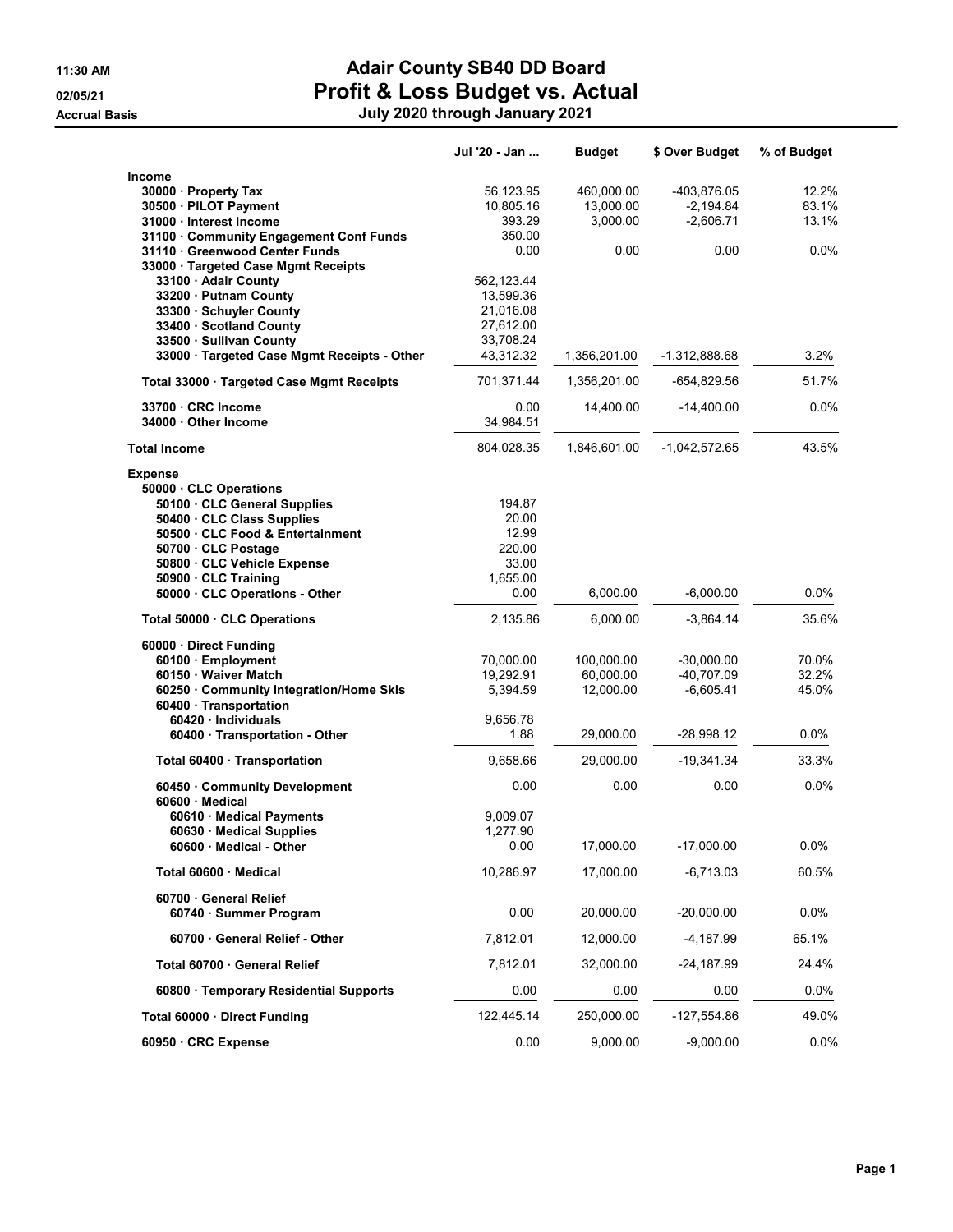# Adair County SB40 DD Board

# Profit & Loss Budget vs. Actual

### July 2020 through January 2021

11:30 AM
02/05/21
Accrual Basis

| | Jul '20 - Jan ... | Budget | $ Over Budget | % of Budget |
|---|---|---|---|---|
| **Income** | | | | |
| 30000 · Property Tax | 56,123.95 | 460,000.00 | -403,876.05 | 12.2% |
| 30500 · PILOT Payment | 10,805.16 | 13,000.00 | -2,194.84 | 83.1% |
| 31000 · Interest Income | 393.29 | 3,000.00 | -2,606.71 | 13.1% |
| 31100 · Community Engagement Conf Funds | 350.00 | | | |
| 31110 · Greenwood Center Funds | 0.00 | 0.00 | 0.00 | 0.0% |
| 33000 · Targeted Case Mgmt Receipts | | | | |
| 33100 · Adair County | 562,123.44 | | | |
| 33200 · Putnam County | 13,599.36 | | | |
| 33300 · Schuyler County | 21,016.08 | | | |
| 33400 · Scotland County | 27,612.00 | | | |
| 33500 · Sullivan County | 33,708.24 | | | |
| 33000 · Targeted Case Mgmt Receipts - Other | 43,312.32 | 1,356,201.00 | -1,312,888.68 | 3.2% |
| Total 33000 · Targeted Case Mgmt Receipts | 701,371.44 | 1,356,201.00 | -654,829.56 | 51.7% |
| 33700 · CRC Income | 0.00 | 14,400.00 | -14,400.00 | 0.0% |
| 34000 · Other Income | 34,984.51 | | | |
| **Total Income** | 804,028.35 | 1,846,601.00 | -1,042,572.65 | 43.5% |
| **Expense** | | | | |
| 50000 · CLC Operations | | | | |
| 50100 · CLC General Supplies | 194.87 | | | |
| 50400 · CLC Class Supplies | 20.00 | | | |
| 50500 · CLC Food & Entertainment | 12.99 | | | |
| 50700 · CLC Postage | 220.00 | | | |
| 50800 · CLC Vehicle Expense | 33.00 | | | |
| 50900 · CLC Training | 1,655.00 | | | |
| 50000 · CLC Operations - Other | 0.00 | 6,000.00 | -6,000.00 | 0.0% |
| Total 50000 · CLC Operations | 2,135.86 | 6,000.00 | -3,864.14 | 35.6% |
| 60000 · Direct Funding | | | | |
| 60100 · Employment | 70,000.00 | 100,000.00 | -30,000.00 | 70.0% |
| 60150 · Waiver Match | 19,292.91 | 60,000.00 | -40,707.09 | 32.2% |
| 60250 · Community Integration/Home Skls | 5,394.59 | 12,000.00 | -6,605.41 | 45.0% |
| 60400 · Transportation | | | | |
| 60420 · Individuals | 9,656.78 | | | |
| 60400 · Transportation - Other | 1.88 | 29,000.00 | -28,998.12 | 0.0% |
| Total 60400 · Transportation | 9,658.66 | 29,000.00 | -19,341.34 | 33.3% |
| 60450 · Community Development | 0.00 | 0.00 | 0.00 | 0.0% |
| 60600 · Medical | | | | |
| 60610 · Medical Payments | 9,009.07 | | | |
| 60630 · Medical Supplies | 1,277.90 | | | |
| 60600 · Medical - Other | 0.00 | 17,000.00 | -17,000.00 | 0.0% |
| Total 60600 · Medical | 10,286.97 | 17,000.00 | -6,713.03 | 60.5% |
| 60700 · General Relief | | | | |
| 60740 · Summer Program | 0.00 | 20,000.00 | -20,000.00 | 0.0% |
| 60700 · General Relief - Other | 7,812.01 | 12,000.00 | -4,187.99 | 65.1% |
| Total 60700 · General Relief | 7,812.01 | 32,000.00 | -24,187.99 | 24.4% |
| 60800 · Temporary Residential Supports | 0.00 | 0.00 | 0.00 | 0.0% |
| Total 60000 · Direct Funding | 122,445.14 | 250,000.00 | -127,554.86 | 49.0% |
| 60950 · CRC Expense | 0.00 | 9,000.00 | -9,000.00 | 0.0% |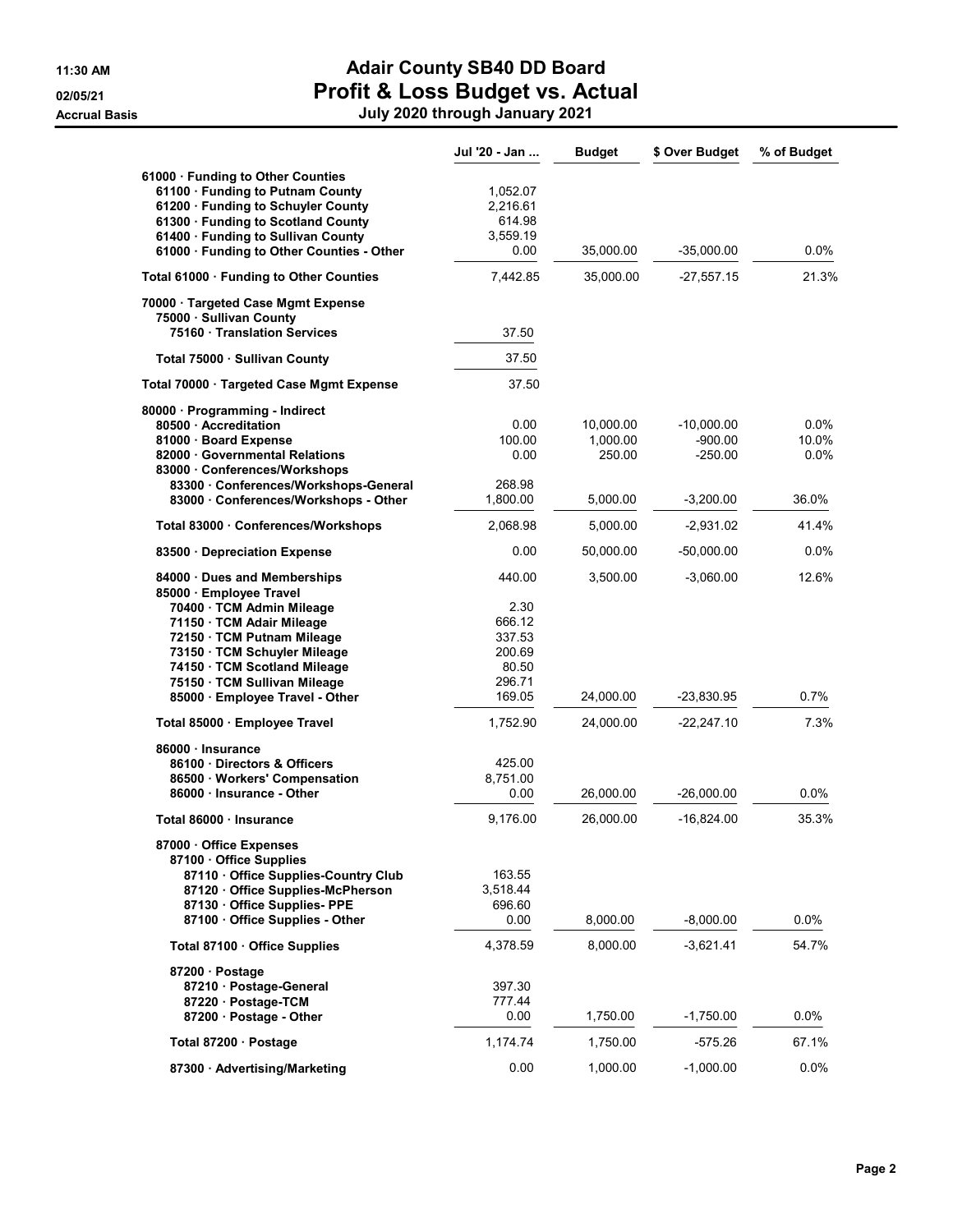# Adair County SB40 DD Board

## Profit & Loss Budget vs. Actual

### July 2020 through January 2021

11:30 AM
02/05/21
Accrual Basis

| | Jul '20 - Jan ... | Budget | $ Over Budget | % of Budget |
|---|---|---|---|---|
| 61000 · Funding to Other Counties | | | | |
| 61100 · Funding to Putnam County | 1,052.07 | | | |
| 61200 · Funding to Schuyler County | 2,216.61 | | | |
| 61300 · Funding to Scotland County | 614.98 | | | |
| 61400 · Funding to Sullivan County | 3,559.19 | | | |
| 61000 · Funding to Other Counties - Other | 0.00 | 35,000.00 | -35,000.00 | 0.0% |
| **Total 61000 · Funding to Other Counties** | 7,442.85 | 35,000.00 | -27,557.15 | 21.3% |
| 70000 · Targeted Case Mgmt Expense | | | | |
| 75000 · Sullivan County | | | | |
| 75160 · Translation Services | 37.50 | | | |
| **Total 75000 · Sullivan County** | 37.50 | | | |
| **Total 70000 · Targeted Case Mgmt Expense** | 37.50 | | | |
| 80000 · Programming - Indirect | | | | |
| 80500 · Accreditation | 0.00 | 10,000.00 | -10,000.00 | 0.0% |
| 81000 · Board Expense | 100.00 | 1,000.00 | -900.00 | 10.0% |
| 82000 · Governmental Relations | 0.00 | 250.00 | -250.00 | 0.0% |
| 83000 · Conferences/Workshops | | | | |
| 83300 · Conferences/Workshops-General | 268.98 | | | |
| 83000 · Conferences/Workshops - Other | 1,800.00 | 5,000.00 | -3,200.00 | 36.0% |
| **Total 83000 · Conferences/Workshops** | 2,068.98 | 5,000.00 | -2,931.02 | 41.4% |
| 83500 · Depreciation Expense | 0.00 | 50,000.00 | -50,000.00 | 0.0% |
| 84000 · Dues and Memberships | 440.00 | 3,500.00 | -3,060.00 | 12.6% |
| 85000 · Employee Travel | | | | |
| 70400 · TCM Admin Mileage | 2.30 | | | |
| 71150 · TCM Adair Mileage | 666.12 | | | |
| 72150 · TCM Putnam Mileage | 337.53 | | | |
| 73150 · TCM Schuyler Mileage | 200.69 | | | |
| 74150 · TCM Scotland Mileage | 80.50 | | | |
| 75150 · TCM Sullivan Mileage | 296.71 | | | |
| 85000 · Employee Travel - Other | 169.05 | 24,000.00 | -23,830.95 | 0.7% |
| **Total 85000 · Employee Travel** | 1,752.90 | 24,000.00 | -22,247.10 | 7.3% |
| 86000 · Insurance | | | | |
| 86100 · Directors & Officers | 425.00 | | | |
| 86500 · Workers' Compensation | 8,751.00 | | | |
| 86000 · Insurance - Other | 0.00 | 26,000.00 | -26,000.00 | 0.0% |
| **Total 86000 · Insurance** | 9,176.00 | 26,000.00 | -16,824.00 | 35.3% |
| 87000 · Office Expenses | | | | |
| 87100 · Office Supplies | | | | |
| 87110 · Office Supplies-Country Club | 163.55 | | | |
| 87120 · Office Supplies-McPherson | 3,518.44 | | | |
| 87130 · Office Supplies- PPE | 696.60 | | | |
| 87100 · Office Supplies - Other | 0.00 | 8,000.00 | -8,000.00 | 0.0% |
| **Total 87100 · Office Supplies** | 4,378.59 | 8,000.00 | -3,621.41 | 54.7% |
| 87200 · Postage | | | | |
| 87210 · Postage-General | 397.30 | | | |
| 87220 · Postage-TCM | 777.44 | | | |
| 87200 · Postage - Other | 0.00 | 1,750.00 | -1,750.00 | 0.0% |
| **Total 87200 · Postage** | 1,174.74 | 1,750.00 | -575.26 | 67.1% |
| 87300 · Advertising/Marketing | 0.00 | 1,000.00 | -1,000.00 | 0.0% |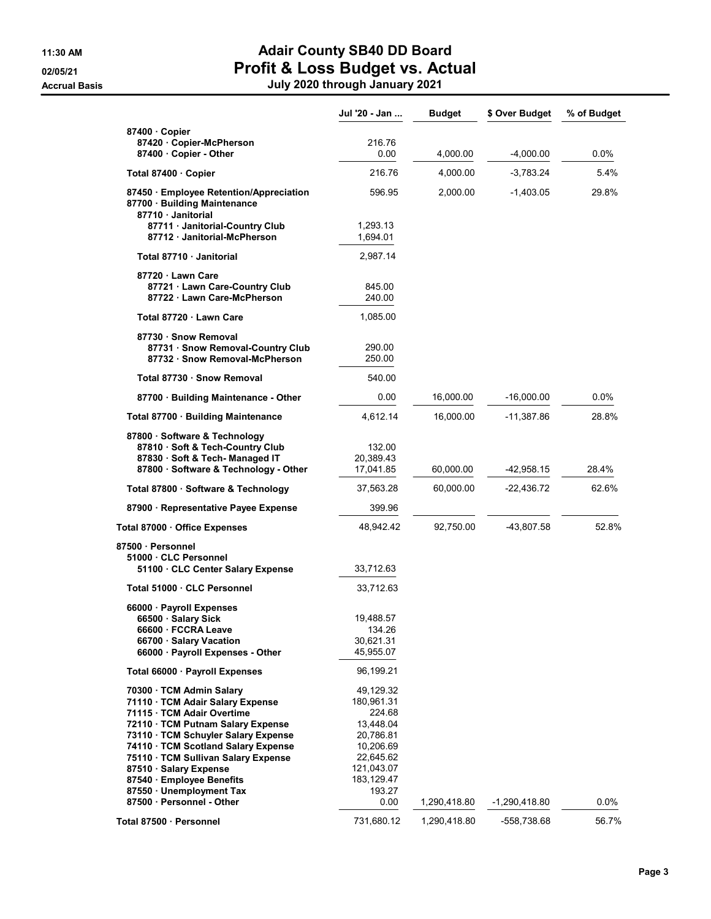# Adair County SB40 DD Board

## Profit & Loss Budget vs. Actual

### July 2020 through January 2021

11:30 AM
02/05/21
Accrual Basis

| | Jul '20 - Jan ... | Budget | $ Over Budget | % of Budget |
|---|---|---|---|---|
| 87400 · Copier | | | | |
| 87420 · Copier-McPherson | 216.76 | | | |
| 87400 · Copier - Other | 0.00 | 4,000.00 | -4,000.00 | 0.0% |
| Total 87400 · Copier | 216.76 | 4,000.00 | -3,783.24 | 5.4% |
| 87450 · Employee Retention/Appreciation | 596.95 | 2,000.00 | -1,403.05 | 29.8% |
| 87700 · Building Maintenance | | | | |
| 87710 · Janitorial | | | | |
| 87711 · Janitorial-Country Club | 1,293.13 | | | |
| 87712 · Janitorial-McPherson | 1,694.01 | | | |
| Total 87710 · Janitorial | 2,987.14 | | | |
| 87720 · Lawn Care | | | | |
| 87721 · Lawn Care-Country Club | 845.00 | | | |
| 87722 · Lawn Care-McPherson | 240.00 | | | |
| Total 87720 · Lawn Care | 1,085.00 | | | |
| 87730 · Snow Removal | | | | |
| 87731 · Snow Removal-Country Club | 290.00 | | | |
| 87732 · Snow Removal-McPherson | 250.00 | | | |
| Total 87730 · Snow Removal | 540.00 | | | |
| 87700 · Building Maintenance - Other | 0.00 | 16,000.00 | -16,000.00 | 0.0% |
| Total 87700 · Building Maintenance | 4,612.14 | 16,000.00 | -11,387.86 | 28.8% |
| 87800 · Software & Technology | | | | |
| 87810 · Soft & Tech-Country Club | 132.00 | | | |
| 87830 · Soft & Tech- Managed IT | 20,389.43 | | | |
| 87800 · Software & Technology - Other | 17,041.85 | 60,000.00 | -42,958.15 | 28.4% |
| Total 87800 · Software & Technology | 37,563.28 | 60,000.00 | -22,436.72 | 62.6% |
| 87900 · Representative Payee Expense | 399.96 | | | |
| Total 87000 · Office Expenses | 48,942.42 | 92,750.00 | -43,807.58 | 52.8% |
| 87500 · Personnel | | | | |
| 51000 · CLC Personnel | | | | |
| 51100 · CLC Center Salary Expense | 33,712.63 | | | |
| Total 51000 · CLC Personnel | 33,712.63 | | | |
| 66000 · Payroll Expenses | | | | |
| 66500 · Salary Sick | 19,488.57 | | | |
| 66600 · FCCRA Leave | 134.26 | | | |
| 66700 · Salary Vacation | 30,621.31 | | | |
| 66000 · Payroll Expenses - Other | 45,955.07 | | | |
| Total 66000 · Payroll Expenses | 96,199.21 | | | |
| 70300 · TCM Admin Salary | 49,129.32 | | | |
| 71110 · TCM Adair Salary Expense | 180,961.31 | | | |
| 71115 · TCM Adair Overtime | 224.68 | | | |
| 72110 · TCM Putnam Salary Expense | 13,448.04 | | | |
| 73110 · TCM Schuyler Salary Expense | 20,786.81 | | | |
| 74110 · TCM Scotland Salary Expense | 10,206.69 | | | |
| 75110 · TCM Sullivan Salary Expense | 22,645.62 | | | |
| 87510 · Salary Expense | 121,043.07 | | | |
| 87540 · Employee Benefits | 183,129.47 | | | |
| 87550 · Unemployment Tax | 193.27 | | | |
| 87500 · Personnel - Other | 0.00 | 1,290,418.80 | -1,290,418.80 | 0.0% |
| Total 87500 · Personnel | 731,680.12 | 1,290,418.80 | -558,738.68 | 56.7% |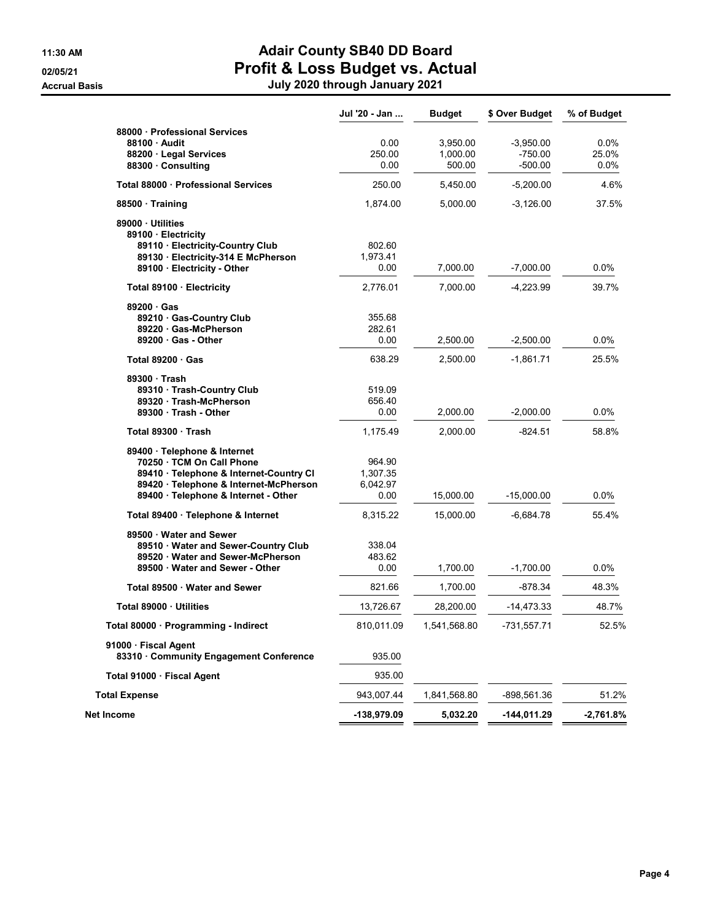# Adair County SB40 DD Board

## Profit & Loss Budget vs. Actual

### July 2020 through January 2021

11:30 AM

02/05/21

Accrual Basis

| | Jul '20 - Jan ... | Budget | $ Over Budget | % of Budget |
|---|---|---|---|---|
| 88000 · Professional Services | | | | |
| 88100 · Audit | 0.00 | 3,950.00 | -3,950.00 | 0.0% |
| 88200 · Legal Services | 250.00 | 1,000.00 | -750.00 | 25.0% |
| 88300 · Consulting | 0.00 | 500.00 | -500.00 | 0.0% |
| **Total 88000 · Professional Services** | 250.00 | 5,450.00 | -5,200.00 | 4.6% |
| **88500 · Training** | 1,874.00 | 5,000.00 | -3,126.00 | 37.5% |
| 89000 · Utilities | | | | |
| 89100 · Electricity | | | | |
| 89110 · Electricity-Country Club | 802.60 | | | |
| 89130 · Electricity-314 E McPherson | 1,973.41 | | | |
| 89100 · Electricity - Other | 0.00 | 7,000.00 | -7,000.00 | 0.0% |
| **Total 89100 · Electricity** | 2,776.01 | 7,000.00 | -4,223.99 | 39.7% |
| 89200 · Gas | | | | |
| 89210 · Gas-Country Club | 355.68 | | | |
| 89220 · Gas-McPherson | 282.61 | | | |
| 89200 · Gas - Other | 0.00 | 2,500.00 | -2,500.00 | 0.0% |
| **Total 89200 · Gas** | 638.29 | 2,500.00 | -1,861.71 | 25.5% |
| 89300 · Trash | | | | |
| 89310 · Trash-Country Club | 519.09 | | | |
| 89320 · Trash-McPherson | 656.40 | | | |
| 89300 · Trash - Other | 0.00 | 2,000.00 | -2,000.00 | 0.0% |
| **Total 89300 · Trash** | 1,175.49 | 2,000.00 | -824.51 | 58.8% |
| 89400 · Telephone & Internet | | | | |
| 70250 · TCM On Call Phone | 964.90 | | | |
| 89410 · Telephone & Internet-Country Cl | 1,307.35 | | | |
| 89420 · Telephone & Internet-McPherson | 6,042.97 | | | |
| 89400 · Telephone & Internet - Other | 0.00 | 15,000.00 | -15,000.00 | 0.0% |
| **Total 89400 · Telephone & Internet** | 8,315.22 | 15,000.00 | -6,684.78 | 55.4% |
| 89500 · Water and Sewer | | | | |
| 89510 · Water and Sewer-Country Club | 338.04 | | | |
| 89520 · Water and Sewer-McPherson | 483.62 | | | |
| 89500 · Water and Sewer - Other | 0.00 | 1,700.00 | -1,700.00 | 0.0% |
| **Total 89500 · Water and Sewer** | 821.66 | 1,700.00 | -878.34 | 48.3% |
| **Total 89000 · Utilities** | 13,726.67 | 28,200.00 | -14,473.33 | 48.7% |
| **Total 80000 · Programming - Indirect** | 810,011.09 | 1,541,568.80 | -731,557.71 | 52.5% |
| 91000 · Fiscal Agent | | | | |
| 83310 · Community Engagement Conference | 935.00 | | | |
| **Total 91000 · Fiscal Agent** | 935.00 | | | |
| **Total Expense** | 943,007.44 | 1,841,568.80 | -898,561.36 | 51.2% |
| **Net Income** | **-138,979.09** | **5,032.20** | **-144,011.29** | **-2,761.8%** |